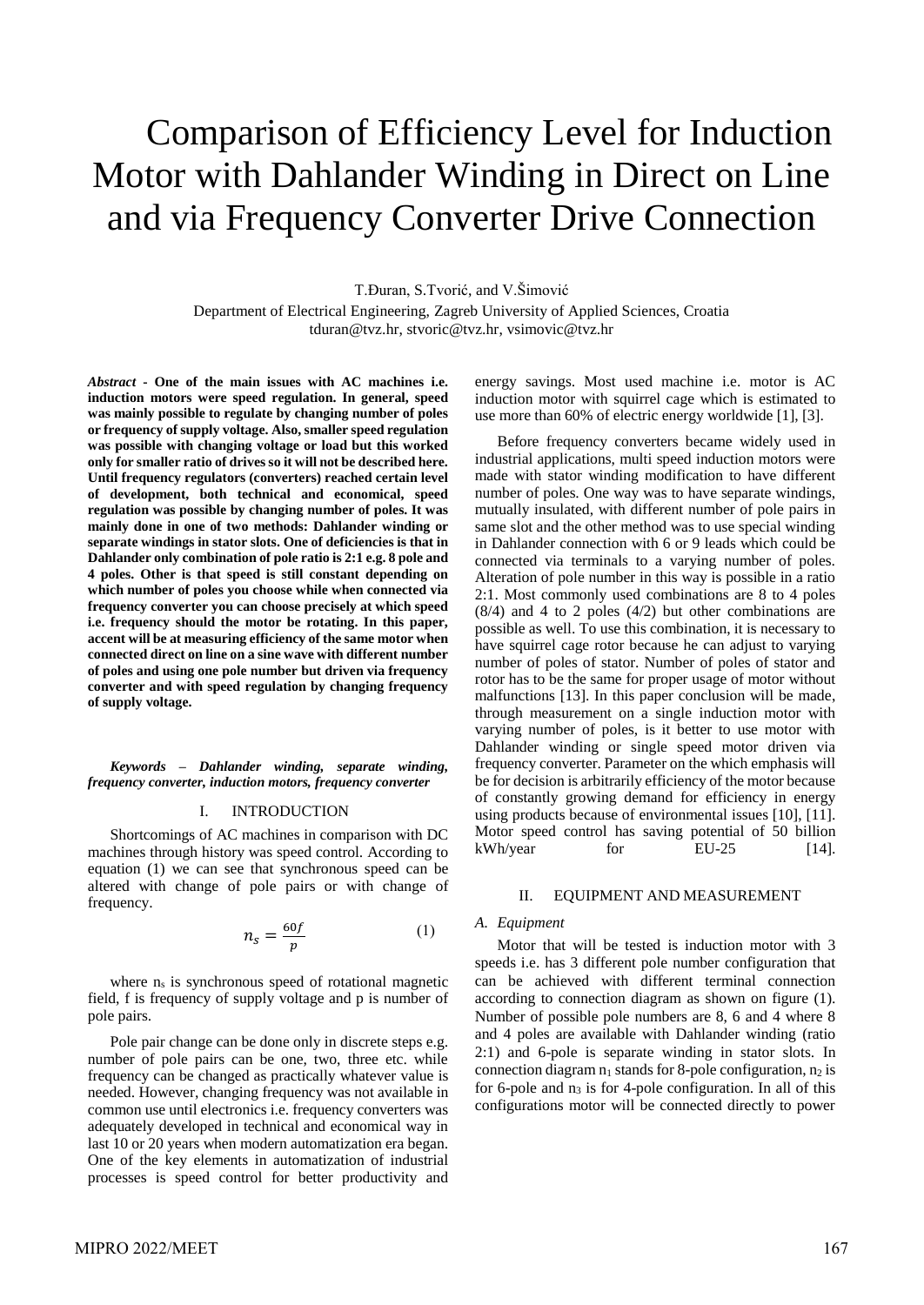# Comparison of Efficiency Level for Induction Motor with Dahlander Winding in Direct on Line and via Frequency Converter Drive Connection

T.Đuran, S.Tvorić, and V.Šimović

Department of Electrical Engineering, Zagreb University of Applied Sciences, Croatia
tduran@tvz.hr, stvoric@tvz.hr, vsimovic@tvz.hr

***Abstract* - One of the main issues with AC machines i.e. induction motors were speed regulation. In general, speed was mainly possible to regulate by changing number of poles or frequency of supply voltage. Also, smaller speed regulation was possible with changing voltage or load but this worked only for smaller ratio of drives so it will not be described here. Until frequency regulators (converters) reached certain level of development, both technical and economical, speed regulation was possible by changing number of poles. It was mainly done in one of two methods: Dahlander winding or separate windings in stator slots. One of deficiencies is that in Dahlander only combination of pole ratio is 2:1 e.g. 8 pole and 4 poles. Other is that speed is still constant depending on which number of poles you choose while when connected via frequency converter you can choose precisely at which speed i.e. frequency should the motor be rotating. In this paper, accent will be at measuring efficiency of the same motor when connected direct on line on a sine wave with different number of poles and using one pole number but driven via frequency converter and with speed regulation by changing frequency of supply voltage.**

***Keywords – Dahlander winding, separate winding, frequency converter, induction motors, frequency converter***

## I. INTRODUCTION

Shortcomings of AC machines in comparison with DC machines through history was speed control. According to equation (1) we can see that synchronous speed can be altered with change of pole pairs or with change of frequency.

$$n_s = \frac{60f}{p} \tag{1}$$

where $n_s$ is synchronous speed of rotational magnetic field, f is frequency of supply voltage and p is number of pole pairs.

Pole pair change can be done only in discrete steps e.g. number of pole pairs can be one, two, three etc. while frequency can be changed as practically whatever value is needed. However, changing frequency was not available in common use until electronics i.e. frequency converters was adequately developed in technical and economical way in last 10 or 20 years when modern automatization era began. One of the key elements in automatization of industrial processes is speed control for better productivity and energy savings. Most used machine i.e. motor is AC induction motor with squirrel cage which is estimated to use more than 60% of electric energy worldwide [1], [3].

Before frequency converters became widely used in industrial applications, multi speed induction motors were made with stator winding modification to have different number of poles. One way was to have separate windings, mutually insulated, with different number of pole pairs in same slot and the other method was to use special winding in Dahlander connection with 6 or 9 leads which could be connected via terminals to a varying number of poles. Alteration of pole number in this way is possible in a ratio 2:1. Most commonly used combinations are 8 to 4 poles (8/4) and 4 to 2 poles (4/2) but other combinations are possible as well. To use this combination, it is necessary to have squirrel cage rotor because he can adjust to varying number of poles of stator. Number of poles of stator and rotor has to be the same for proper usage of motor without malfunctions [13]. In this paper conclusion will be made, through measurement on a single induction motor with varying number of poles, is it better to use motor with Dahlander winding or single speed motor driven via frequency converter. Parameter on the which emphasis will be for decision is arbitrarily efficiency of the motor because of constantly growing demand for efficiency in energy using products because of environmental issues [10], [11]. Motor speed control has saving potential of 50 billion kWh/year for EU-25 [14].

## II. EQUIPMENT AND MEASUREMENT

### A. Equipment

Motor that will be tested is induction motor with 3 speeds i.e. has 3 different pole number configuration that can be achieved with different terminal connection according to connection diagram as shown on figure (1). Number of possible pole numbers are 8, 6 and 4 where 8 and 4 poles are available with Dahlander winding (ratio 2:1) and 6-pole is separate winding in stator slots. In connection diagram $n_1$ stands for 8-pole configuration, $n_2$ is for 6-pole and $n_3$ is for 4-pole configuration. In all of this configurations motor will be connected directly to power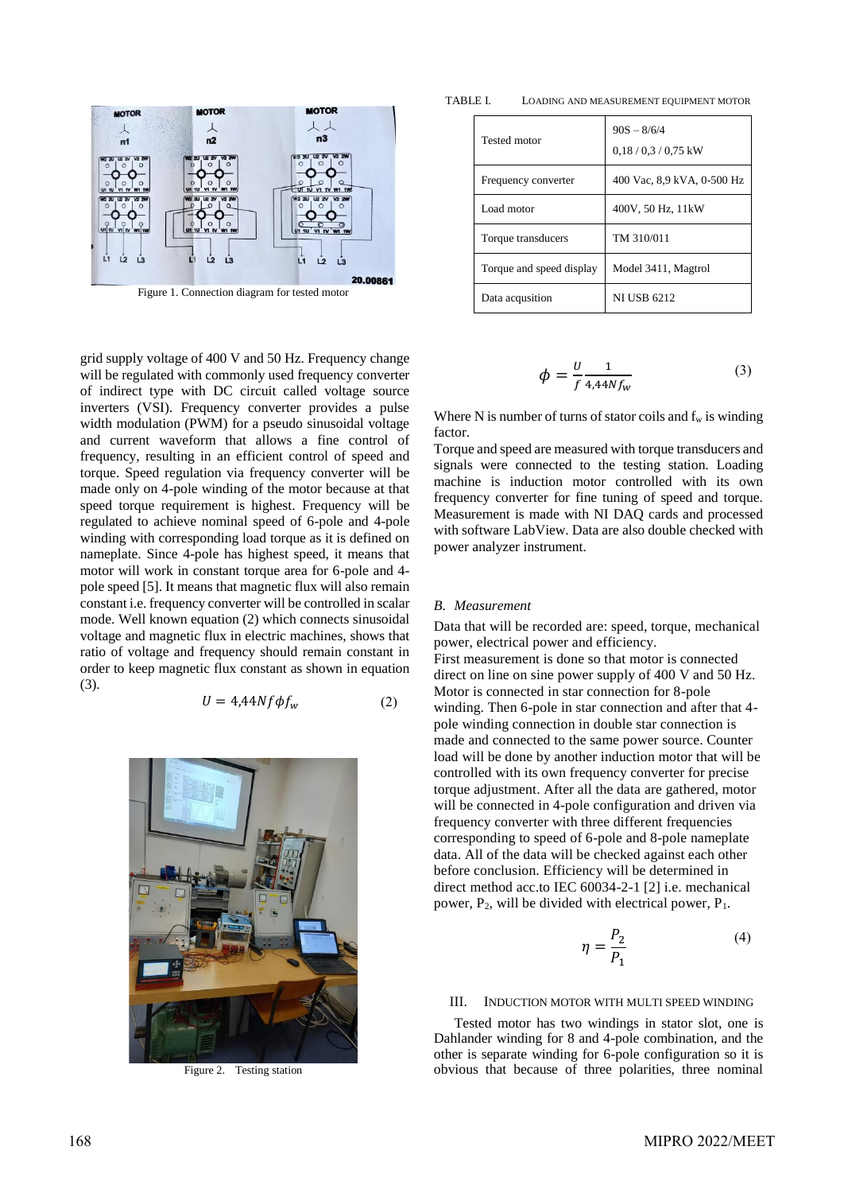Figure 1. Connection diagram for tested motor

TABLE I. LOADING AND MEASUREMENT EQUIPMENT MOTOR

| | |
|---|---|
| Tested motor | 90S – 8/6/4<br>0,18 / 0,3 / 0,75 kW |
| Frequency converter | 400 Vac, 8,9 kVA, 0-500 Hz |
| Load motor | 400V, 50 Hz, 11kW |
| Torque transducers | TM 310/011 |
| Torque and speed display | Model 3411, Magtrol |
| Data acqusition | NI USB 6212 |

grid supply voltage of 400 V and 50 Hz. Frequency change will be regulated with commonly used frequency converter of indirect type with DC circuit called voltage source inverters (VSI). Frequency converter provides a pulse width modulation (PWM) for a pseudo sinusoidal voltage and current waveform that allows a fine control of frequency, resulting in an efficient control of speed and torque. Speed regulation via frequency converter will be made only on 4-pole winding of the motor because at that speed torque requirement is highest. Frequency will be regulated to achieve nominal speed of 6-pole and 4-pole winding with corresponding load torque as it is defined on nameplate. Since 4-pole has highest speed, it means that motor will work in constant torque area for 6-pole and 4-pole speed [5]. It means that magnetic flux will also remain constant i.e. frequency converter will be controlled in scalar mode. Well known equation (2) which connects sinusoidal voltage and magnetic flux in electric machines, shows that ratio of voltage and frequency should remain constant in order to keep magnetic flux constant as shown in equation (3).

$$U = 4{,}44 N f \phi f_w \tag{2}$$

Figure 2. Testing station

$$\phi = \frac{U}{f}\frac{1}{4{,}44 N f_w} \tag{3}$$

Where N is number of turns of stator coils and $f_w$ is winding factor.

Torque and speed are measured with torque transducers and signals were connected to the testing station. Loading machine is induction motor controlled with its own frequency converter for fine tuning of speed and torque. Measurement is made with NI DAQ cards and processed with software LabView. Data are also double checked with power analyzer instrument.

### B. Measurement

Data that will be recorded are: speed, torque, mechanical power, electrical power and efficiency.

First measurement is done so that motor is connected direct on line on sine power supply of 400 V and 50 Hz. Motor is connected in star connection for 8-pole winding. Then 6-pole in star connection and after that 4-pole winding connection in double star connection is made and connected to the same power source. Counter load will be done by another induction motor that will be controlled with its own frequency converter for precise torque adjustment. After all the data are gathered, motor will be connected in 4-pole configuration and driven via frequency converter with three different frequencies corresponding to speed of 6-pole and 8-pole nameplate data. All of the data will be checked against each other before conclusion. Efficiency will be determined in direct method acc.to IEC 60034-2-1 [2] i.e. mechanical power, $P_2$, will be divided with electrical power, $P_1$.

$$\eta = \frac{P_2}{P_1} \tag{4}$$

## III. INDUCTION MOTOR WITH MULTI SPEED WINDING

Tested motor has two windings in stator slot, one is Dahlander winding for 8 and 4-pole combination, and the other is separate winding for 6-pole configuration so it is obvious that because of three polarities, three nominal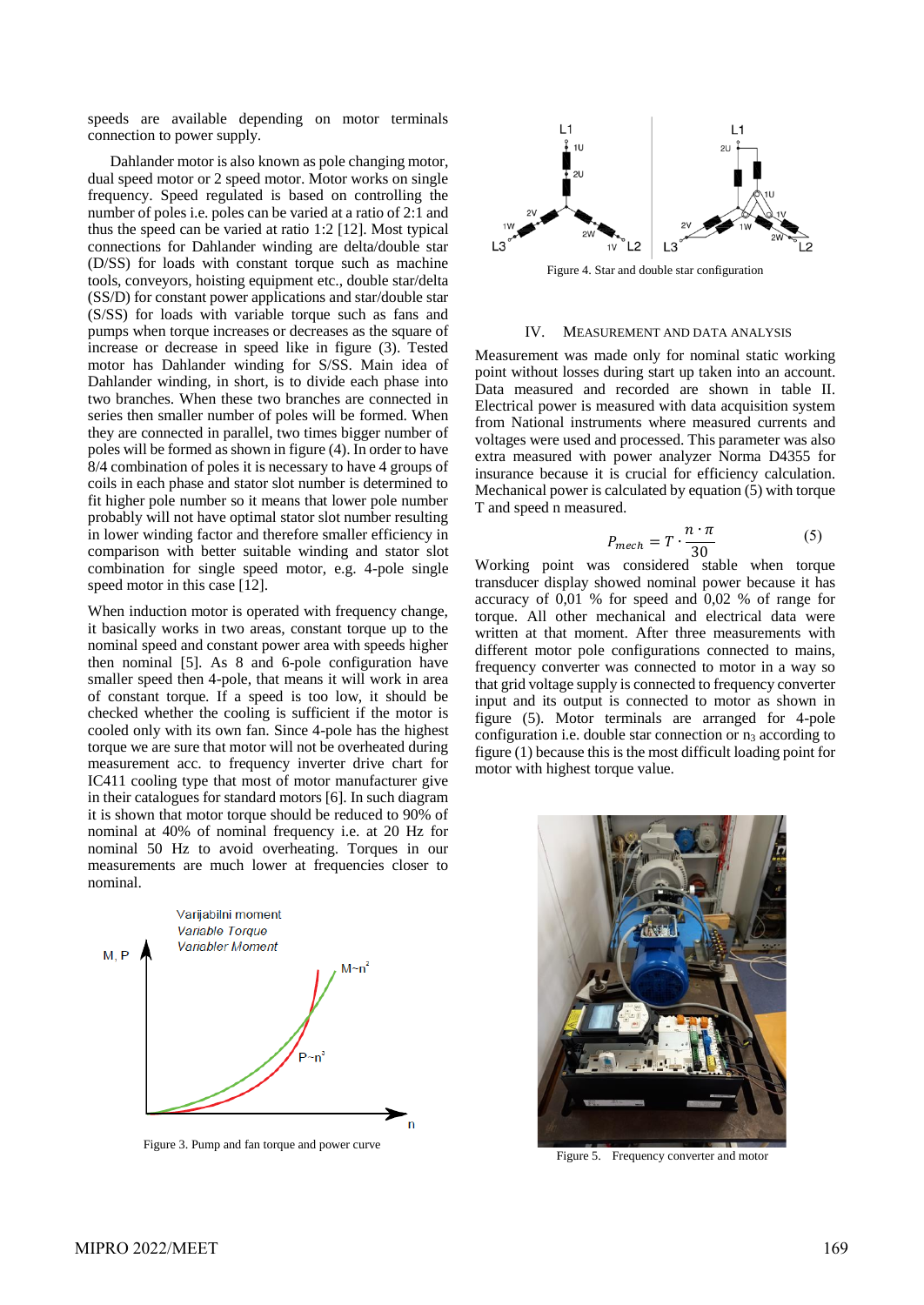speeds are available depending on motor terminals connection to power supply.

Dahlander motor is also known as pole changing motor, dual speed motor or 2 speed motor. Motor works on single frequency. Speed regulated is based on controlling the number of poles i.e. poles can be varied at a ratio of 2:1 and thus the speed can be varied at ratio 1:2 [12]. Most typical connections for Dahlander winding are delta/double star (D/SS) for loads with constant torque such as machine tools, conveyors, hoisting equipment etc., double star/delta (SS/D) for constant power applications and star/double star (S/SS) for loads with variable torque such as fans and pumps when torque increases or decreases as the square of increase or decrease in speed like in figure (3). Tested motor has Dahlander winding for S/SS. Main idea of Dahlander winding, in short, is to divide each phase into two branches. When these two branches are connected in series then smaller number of poles will be formed. When they are connected in parallel, two times bigger number of poles will be formed as shown in figure (4). In order to have 8/4 combination of poles it is necessary to have 4 groups of coils in each phase and stator slot number is determined to fit higher pole number so it means that lower pole number probably will not have optimal stator slot number resulting in lower winding factor and therefore smaller efficiency in comparison with better suitable winding and stator slot combination for single speed motor, e.g. 4-pole single speed motor in this case [12].

When induction motor is operated with frequency change, it basically works in two areas, constant torque up to the nominal speed and constant power area with speeds higher then nominal [5]. As 8 and 6-pole configuration have smaller speed then 4-pole, that means it will work in area of constant torque. If a speed is too low, it should be checked whether the cooling is sufficient if the motor is cooled only with its own fan. Since 4-pole has the highest torque we are sure that motor will not be overheated during measurement acc. to frequency inverter drive chart for IC411 cooling type that most of motor manufacturer give in their catalogues for standard motors [6]. In such diagram it is shown that motor torque should be reduced to 90% of nominal at 40% of nominal frequency i.e. at 20 Hz for nominal 50 Hz to avoid overheating. Torques in our measurements are much lower at frequencies closer to nominal.

Figure 3. Pump and fan torque and power curve

Figure 4. Star and double star configuration

## IV. Measurement and Data Analysis

Measurement was made only for nominal static working point without losses during start up taken into an account. Data measured and recorded are shown in table II. Electrical power is measured with data acquisition system from National instruments where measured currents and voltages were used and processed. This parameter was also extra measured with power analyzer Norma D4355 for insurance because it is crucial for efficiency calculation. Mechanical power is calculated by equation (5) with torque T and speed n measured.

$$P_{mech} = T \cdot \frac{n \cdot \pi}{30} \tag{5}$$

Working point was considered stable when torque transducer display showed nominal power because it has accuracy of 0,01 % for speed and 0,02 % of range for torque. All other mechanical and electrical data were written at that moment. After three measurements with different motor pole configurations connected to mains, frequency converter was connected to motor in a way so that grid voltage supply is connected to frequency converter input and its output is connected to motor as shown in figure (5). Motor terminals are arranged for 4-pole configuration i.e. double star connection or $n_3$ according to figure (1) because this is the most difficult loading point for motor with highest torque value.

Figure 5. Frequency converter and motor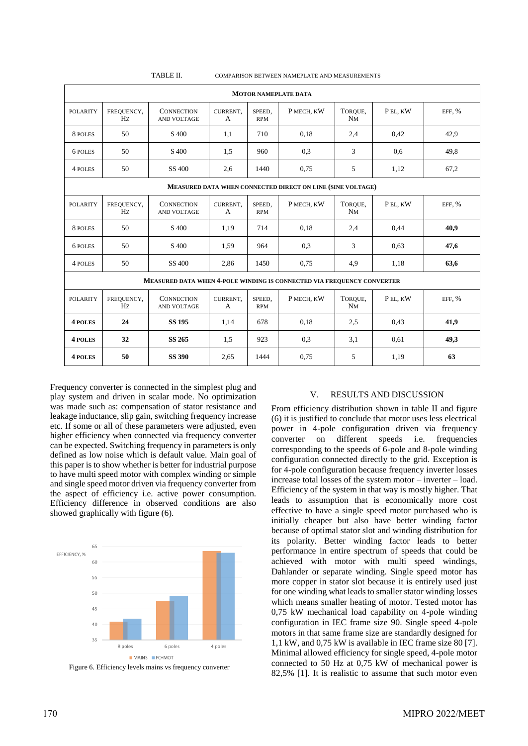TABLE II. COMPARISON BETWEEN NAMEPLATE AND MEASUREMENTS

| **Motor nameplate data** | | | | | | | | |
|---|---|---|---|---|---|---|---|---|
| Polarity | Frequency, Hz | Connection and voltage | Current, A | Speed, rpm | P mech, kW | Torque, Nm | P el, kW | Eff, % |
| 8 poles | 50 | S 400 | 1,1 | 710 | 0,18 | 2,4 | 0,42 | 42,9 |
| 6 poles | 50 | S 400 | 1,5 | 960 | 0,3 | 3 | 0,6 | 49,8 |
| 4 poles | 50 | SS 400 | 2,6 | 1440 | 0,75 | 5 | 1,12 | 67,2 |
| **Measured data when connected direct on line (sine voltage)** | | | | | | | | |
| Polarity | Frequency, Hz | Connection and voltage | Current, A | Speed, rpm | P mech, kW | Torque, Nm | P el, kW | Eff, % |
| 8 poles | 50 | S 400 | 1,19 | 714 | 0,18 | 2,4 | 0,44 | **40,9** |
| 6 poles | 50 | S 400 | 1,59 | 964 | 0,3 | 3 | 0,63 | **47,6** |
| 4 poles | 50 | SS 400 | 2,86 | 1450 | 0,75 | 4,9 | 1,18 | **63,6** |
| **Measured data when 4-pole winding is connected via frequency converter** | | | | | | | | |
| Polarity | Frequency, Hz | Connection and voltage | Current, A | Speed, rpm | P mech, kW | Torque, Nm | P el, kW | Eff, % |
| **4 poles** | **24** | **SS 195** | 1,14 | 678 | 0,18 | 2,5 | 0,43 | **41,9** |
| **4 poles** | **32** | **SS 265** | 1,5 | 923 | 0,3 | 3,1 | 0,61 | **49,3** |
| **4 poles** | **50** | **SS 390** | 2,65 | 1444 | 0,75 | 5 | 1,19 | **63** |

Frequency converter is connected in the simplest plug and play system and driven in scalar mode. No optimization was made such as: compensation of stator resistance and leakage inductance, slip gain, switching frequency increase etc. If some or all of these parameters were adjusted, even higher efficiency when connected via frequency converter can be expected. Switching frequency in parameters is only defined as low noise which is default value. Main goal of this paper is to show whether is better for industrial purpose to have multi speed motor with complex winding or simple and single speed motor driven via frequency converter from the aspect of efficiency i.e. active power consumption. Efficiency difference in observed conditions are also showed graphically with figure (6).

Figure 6. Efficiency levels mains vs frequency converter

## V. RESULTS AND DISCUSSION

From efficiency distribution shown in table II and figure (6) it is justified to conclude that motor uses less electrical power in 4-pole configuration driven via frequency converter on different speeds i.e. frequencies corresponding to the speeds of 6-pole and 8-pole winding configuration connected directly to the grid. Exception is for 4-pole configuration because frequency inverter losses increase total losses of the system motor – inverter – load. Efficiency of the system in that way is mostly higher. That leads to assumption that is economically more cost effective to have a single speed motor purchased who is initially cheaper but also have better winding factor because of optimal stator slot and winding distribution for its polarity. Better winding factor leads to better performance in entire spectrum of speeds that could be achieved with motor with multi speed windings, Dahlander or separate winding. Single speed motor has more copper in stator slot because it is entirely used just for one winding what leads to smaller stator winding losses which means smaller heating of motor. Tested motor has 0,75 kW mechanical load capability on 4-pole winding configuration in IEC frame size 90. Single speed 4-pole motors in that same frame size are standardly designed for 1,1 kW, and 0,75 kW is available in IEC frame size 80 [7]. Minimal allowed efficiency for single speed, 4-pole motor connected to 50 Hz at 0,75 kW of mechanical power is 82,5% [1]. It is realistic to assume that such motor even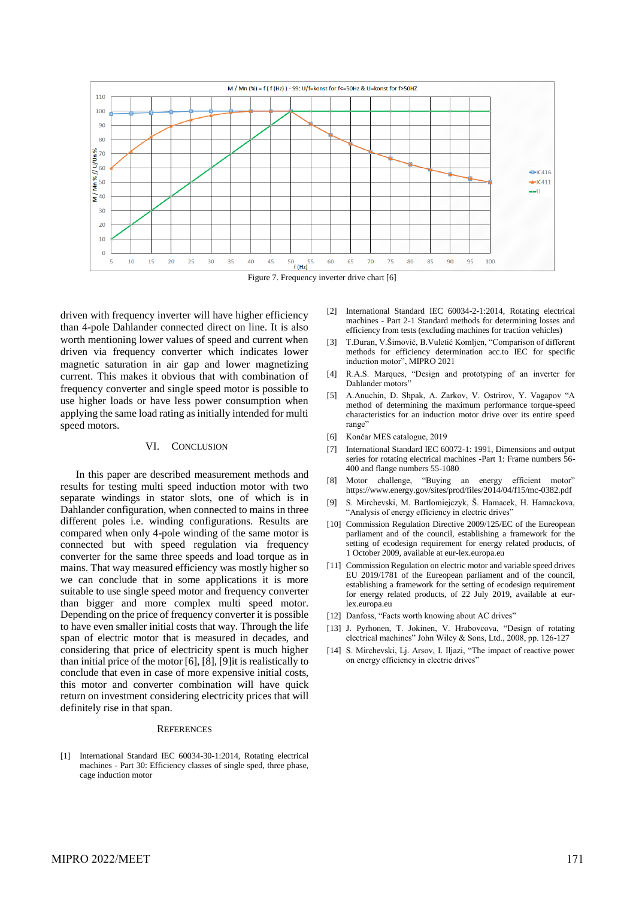M / Mn (%) = f ( f (Hz) ) - S9: U/f=konst for f<=50Hz & U=konst for f>50HZ

M / Mn % // U/Un %

110
100
90
80
70
60
50
40
30
20
10
0

5 10 15 20 25 30 35 40 45 50 55 60 65 70 75 80 85 90 95 100

f (Hz)

IC416
IC411
U

Figure 7. Frequency inverter drive chart [6]

driven with frequency inverter will have higher efficiency than 4-pole Dahlander connected direct on line. It is also worth mentioning lower values of speed and current when driven via frequency converter which indicates lower magnetic saturation in air gap and lower magnetizing current. This makes it obvious that with combination of frequency converter and single speed motor is possible to use higher loads or have less power consumption when applying the same load rating as initially intended for multi speed motors.

## VI. Conclusion

In this paper are described measurement methods and results for testing multi speed induction motor with two separate windings in stator slots, one of which is in Dahlander configuration, when connected to mains in three different poles i.e. winding configurations. Results are compared when only 4-pole winding of the same motor is connected but with speed regulation via frequency converter for the same three speeds and load torque as in mains. That way measured efficiency was mostly higher so we can conclude that in some applications it is more suitable to use single speed motor and frequency converter than bigger and more complex multi speed motor. Depending on the price of frequency converter it is possible to have even smaller initial costs that way. Through the life span of electric motor that is measured in decades, and considering that price of electricity spent is much higher than initial price of the motor [6], [8], [9]it is realistically to conclude that even in case of more expensive initial costs, this motor and converter combination will have quick return on investment considering electricity prices that will definitely rise in that span.

## References

[1] International Standard IEC 60034-30-1:2014, Rotating electrical machines - Part 30: Efficiency classes of single sped, three phase, cage induction motor

[2] International Standard IEC 60034-2-1:2014, Rotating electrical machines - Part 2-1 Standard methods for determining losses and efficiency from tests (excluding machines for traction vehicles)

[3] T.Đuran, V.Šimović, B.Vuletić Komljen, "Comparison of different methods for efficiency determination acc.to IEC for specific induction motor", MIPRO 2021

[4] R.A.S. Marques, "Design and prototyping of an inverter for Dahlander motors"

[5] A.Anuchin, D. Shpak, A. Zarkov, V. Ostrirov, Y. Vagapov "A method of determining the maximum permissible torque-speed characteristics for an induction motor drive over its entire speed range"

[6] Končar MES catalogue, 2019

[7] International Standard IEC 60072-1: 1991, Dimensions and output series for rotating electrical machines -Part 1: Frame numbers 56-400 and flange numbers 55-1080

[8] Motor challenge, "Buying an energy efficient motor" https://www.energy.gov/sites/prod/files/2014/04/f15/mc-0382.pdf

[9] S. Mirchevski, M. Bartlomiejczyk, Š. Hamacek, H. Hamackova, "Analysis of energy efficiency in electric drives"

[10] Commission Regulation Directive 2009/125/EC of the Eureopean parliament and of the council, establishing a framework for the setting of ecodesign requirement for energy related products, of 1 October 2009, available at eur-lex.europa.eu

[11] Commission Regulation on electric motor and variable speed drives EU 2019/1781 of the Eureopean parliament and of the council, establishing a framework for the setting of ecodesign requirement for energy related products, of 22 July 2019, available at eur-lex.europa.eu

[12] Danfoss, "Facts worth knowing about AC drives"

[13] J. Pyrhonen, T. Jokinen, V. Hrabovcova, "Design of rotating electrical machines" John Wiley & Sons, Ltd., 2008, pp. 126-127

[14] S. Mirchevski, Lj. Arsov, I. Iljazi, "The impact of reactive power on energy efficiency in electric drives"